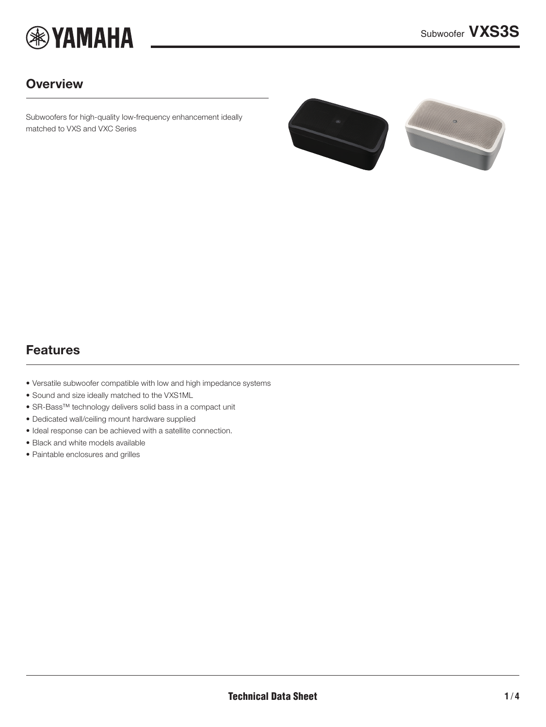# Subwoofer VXS3S

## Overview

Subwoofers for high-quality low-frequency enhancement ideally matched to VXS and VXC Series

## Features

- Versatile subwoofer compatible with low and high impedance systems
- Sound and size ideally matched to the VXS1ML
- SR-Bass™ technology delivers solid bass in a compact unit
- Dedicated wall/ceiling mount hardware supplied
- Ideal response can be achieved with a satellite connection.
- Black and white models available
- Paintable enclosures and grilles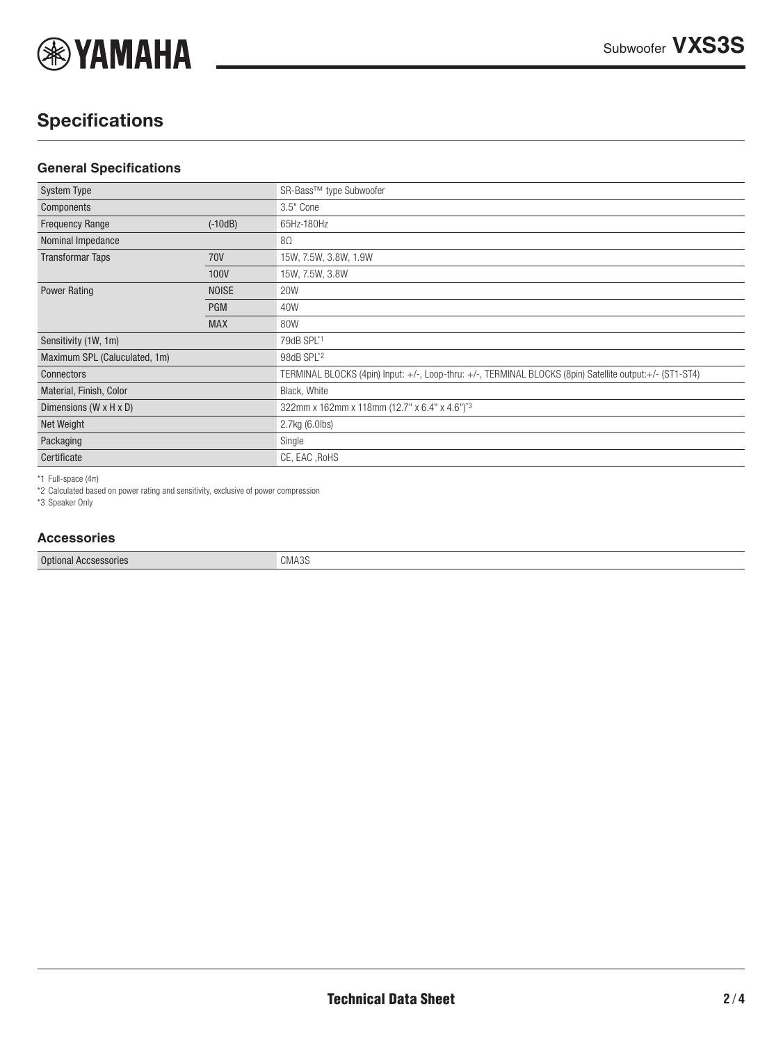# Specifications

## General Specifications

| | | |
|---|---|---|
| System Type | | SR-Bass™ type Subwoofer |
| Components | | 3.5" Cone |
| Frequency Range | (-10dB) | 65Hz-180Hz |
| Nominal Impedance | | 8Ω |
| Transformar Taps | 70V | 15W, 7.5W, 3.8W, 1.9W |
| | 100V | 15W, 7.5W, 3.8W |
| Power Rating | NOISE | 20W |
| | PGM | 40W |
| | MAX | 80W |
| Sensitivity (1W, 1m) | | 79dB SPL[*1] |
| Maximum SPL (Caluculated, 1m) | | 98dB SPL[*2] |
| Connectors | | TERMINAL BLOCKS (4pin) Input: +/-, Loop-thru: +/-, TERMINAL BLOCKS (8pin) Satellite output:+/- (ST1-ST4) |
| Material, Finish, Color | | Black, White |
| Dimensions (W x H x D) | | 322mm x 162mm x 118mm (12.7" x 6.4" x 4.6")[*3] |
| Net Weight | | 2.7kg (6.0lbs) |
| Packaging | | Single |
| Certificate | | CE, EAC ,RoHS |

*1 Full-space (4π)

*2 Calculated based on power rating and sensitivity, exclusive of power compression

*3 Speaker Only

## Accessories

| | |
|---|---|
| Optional Accsessories | CMA3S |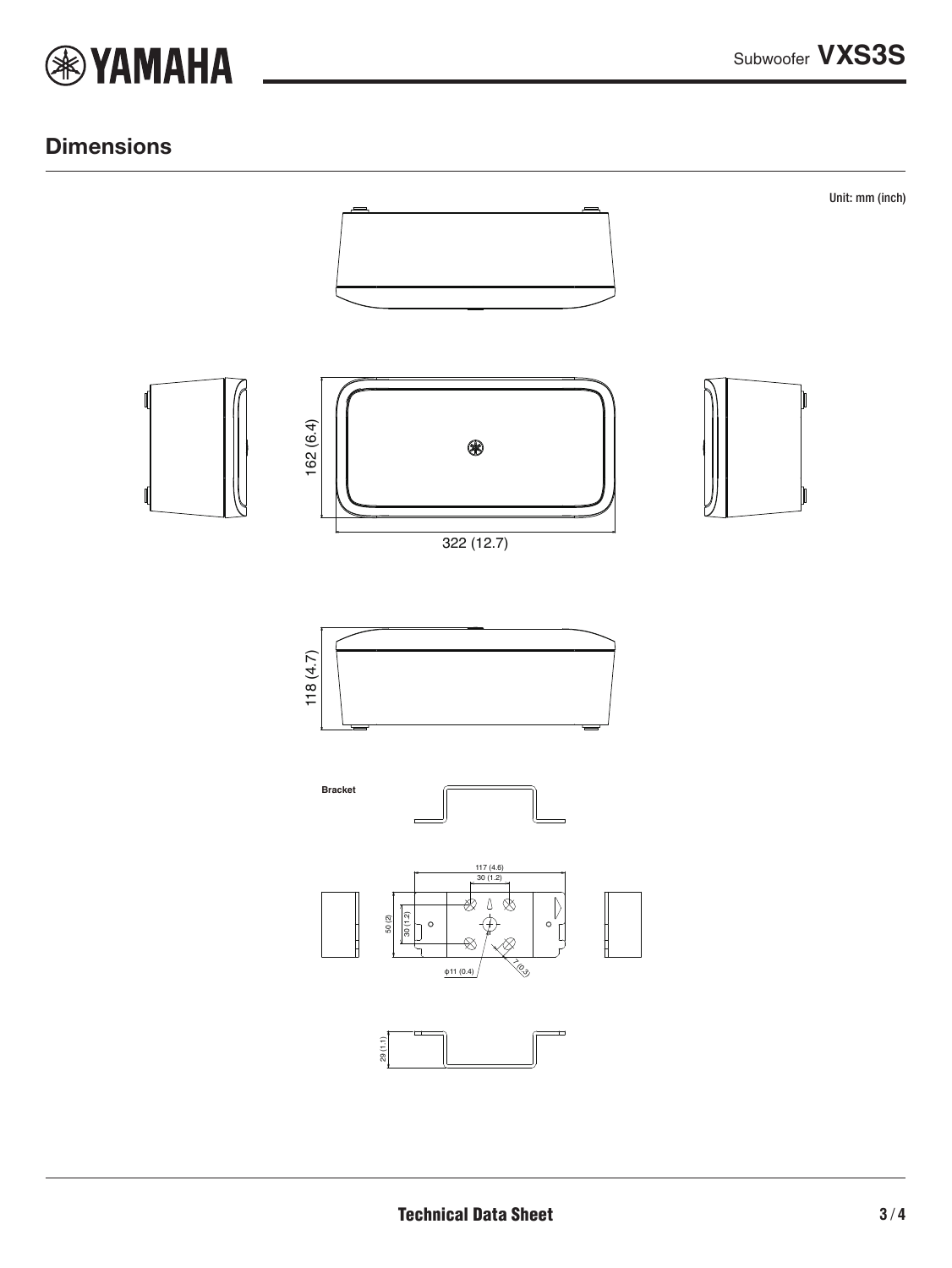## Dimensions

Unit: mm (inch)

162 (6.4)

322 (12.7)

118 (4.7)

Bracket

117 (4.6)

30 (1.2)

50 (2)

30 (1.2)

φ11 (0.4)

7 (0.3)

29 (1.1)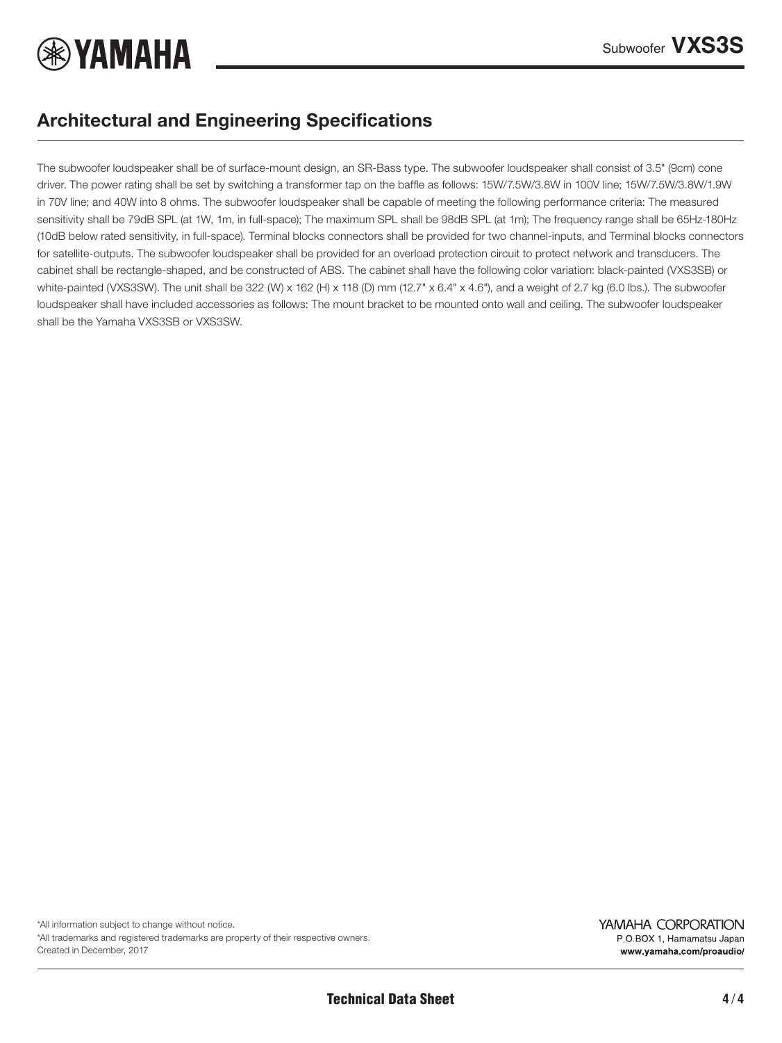## Architectural and Engineering Specifications

The subwoofer loudspeaker shall be of surface-mount design, an SR-Bass type. The subwoofer loudspeaker shall consist of 3.5" (9cm) cone driver. The power rating shall be set by switching a transformer tap on the baffle as follows: 15W/7.5W/3.8W in 100V line; 15W/7.5W/3.8W/1.9W in 70V line; and 40W into 8 ohms. The subwoofer loudspeaker shall be capable of meeting the following performance criteria: The measured sensitivity shall be 79dB SPL (at 1W, 1m, in full-space); The maximum SPL shall be 98dB SPL (at 1m); The frequency range shall be 65Hz-180Hz (10dB below rated sensitivity, in full-space). Terminal blocks connectors shall be provided for two channel-inputs, and Terminal blocks connectors for satellite-outputs. The subwoofer loudspeaker shall be provided for an overload protection circuit to protect network and transducers. The cabinet shall be rectangle-shaped, and be constructed of ABS. The cabinet shall have the following color variation: black-painted (VXS3SB) or white-painted (VXS3SW). The unit shall be 322 (W) x 162 (H) x 118 (D) mm (12.7" x 6.4" x 4.6"), and a weight of 2.7 kg (6.0 lbs.). The subwoofer loudspeaker shall have included accessories as follows: The mount bracket to be mounted onto wall and ceiling. The subwoofer loudspeaker shall be the Yamaha VXS3SB or VXS3SW.

*All information subject to change without notice.
*All trademarks and registered trademarks are property of their respective owners.
Created in December, 2017

YAMAHA CORPORATION
P.O.BOX 1, Hamamatsu Japan
www.yamaha.com/proaudio/